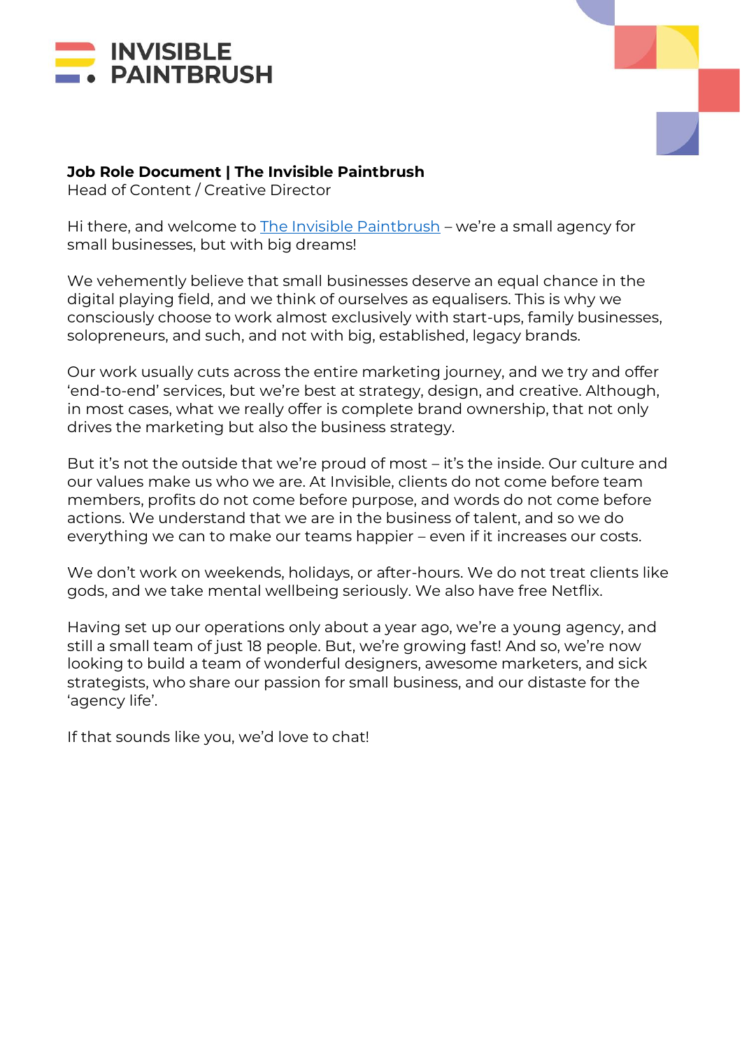**INVISIBLE PAINTBRUSH**

**Job Role Document | The Invisible Paintbrush**
Head of Content / Creative Director

Hi there, and welcome to The Invisible Paintbrush – we're a small agency for small businesses, but with big dreams!

We vehemently believe that small businesses deserve an equal chance in the digital playing field, and we think of ourselves as equalisers. This is why we consciously choose to work almost exclusively with start-ups, family businesses, solopreneurs, and such, and not with big, established, legacy brands.

Our work usually cuts across the entire marketing journey, and we try and offer 'end-to-end' services, but we're best at strategy, design, and creative. Although, in most cases, what we really offer is complete brand ownership, that not only drives the marketing but also the business strategy.

But it's not the outside that we're proud of most – it's the inside. Our culture and our values make us who we are. At Invisible, clients do not come before team members, profits do not come before purpose, and words do not come before actions. We understand that we are in the business of talent, and so we do everything we can to make our teams happier – even if it increases our costs.

We don't work on weekends, holidays, or after-hours. We do not treat clients like gods, and we take mental wellbeing seriously. We also have free Netflix.

Having set up our operations only about a year ago, we're a young agency, and still a small team of just 18 people. But, we're growing fast! And so, we're now looking to build a team of wonderful designers, awesome marketers, and sick strategists, who share our passion for small business, and our distaste for the 'agency life'.

If that sounds like you, we'd love to chat!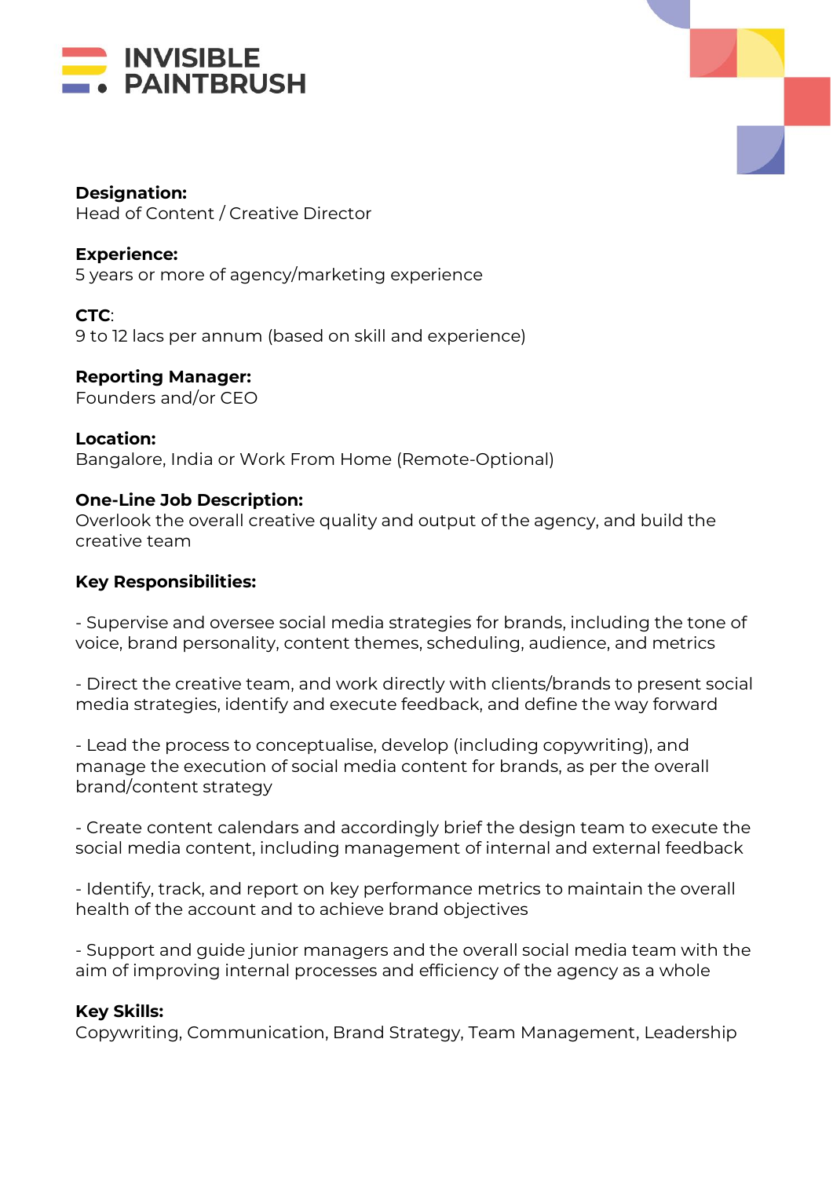**INVISIBLE PAINTBRUSH**

**Designation:**
Head of Content / Creative Director

**Experience:**
5 years or more of agency/marketing experience

**CTC**:
9 to 12 lacs per annum (based on skill and experience)

**Reporting Manager:**
Founders and/or CEO

**Location:**
Bangalore, India or Work From Home (Remote-Optional)

**One-Line Job Description:**
Overlook the overall creative quality and output of the agency, and build the creative team

**Key Responsibilities:**

- Supervise and oversee social media strategies for brands, including the tone of voice, brand personality, content themes, scheduling, audience, and metrics

- Direct the creative team, and work directly with clients/brands to present social media strategies, identify and execute feedback, and define the way forward

- Lead the process to conceptualise, develop (including copywriting), and manage the execution of social media content for brands, as per the overall brand/content strategy

- Create content calendars and accordingly brief the design team to execute the social media content, including management of internal and external feedback

- Identify, track, and report on key performance metrics to maintain the overall health of the account and to achieve brand objectives

- Support and guide junior managers and the overall social media team with the aim of improving internal processes and efficiency of the agency as a whole

**Key Skills:**
Copywriting, Communication, Brand Strategy, Team Management, Leadership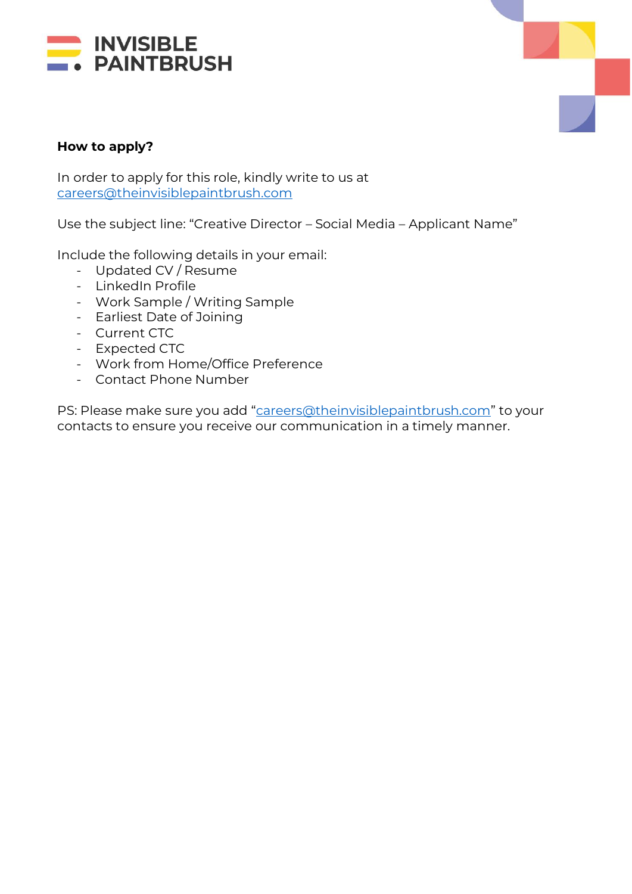**How to apply?**

In order to apply for this role, kindly write to us at careers@theinvisiblepaintbrush.com

Use the subject line: "Creative Director – Social Media – Applicant Name"

Include the following details in your email:

- Updated CV / Resume
- LinkedIn Profile
- Work Sample / Writing Sample
- Earliest Date of Joining
- Current CTC
- Expected CTC
- Work from Home/Office Preference
- Contact Phone Number

PS: Please make sure you add "careers@theinvisiblepaintbrush.com" to your contacts to ensure you receive our communication in a timely manner.